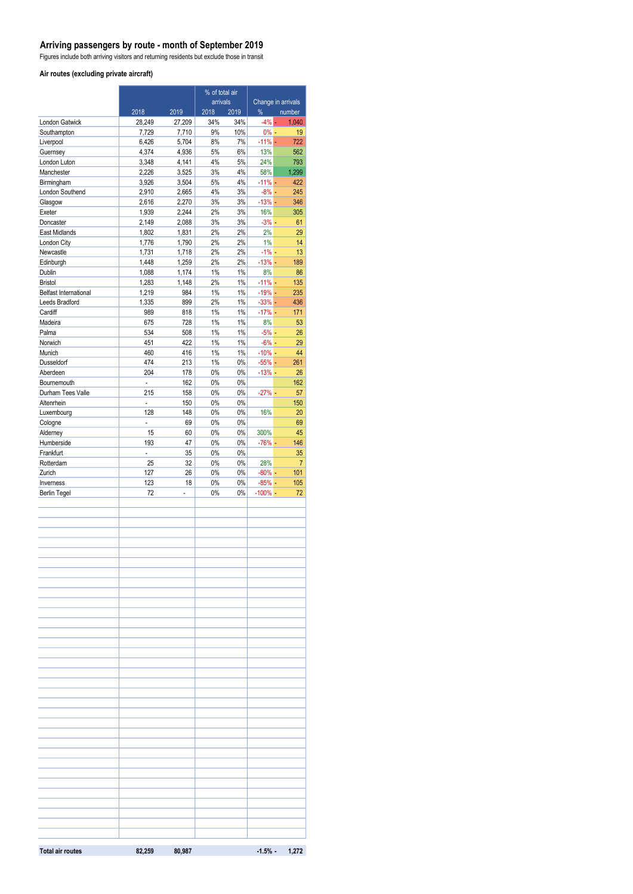## Arriving passengers by route - month of September 2019

Figures include both arriving visitors and returning residents but exclude those in transit

### Air routes (excluding private aircraft)

| | | | % of total air arrivals | | Change in arrivals | |
|---|---|---|---|---|---|---|
| | 2018 | 2019 | 2018 | 2019 | % | number |
| London Gatwick | 28,249 | 27,209 | 34% | 34% | -4% | - 1,040 |
| Southampton | 7,729 | 7,710 | 9% | 10% | 0% | - 19 |
| Liverpool | 6,426 | 5,704 | 8% | 7% | -11% | - 722 |
| Guernsey | 4,374 | 4,936 | 5% | 6% | 13% | 562 |
| London Luton | 3,348 | 4,141 | 4% | 5% | 24% | 793 |
| Manchester | 2,226 | 3,525 | 3% | 4% | 58% | 1,299 |
| Birmingham | 3,926 | 3,504 | 5% | 4% | -11% | - 422 |
| London Southend | 2,910 | 2,665 | 4% | 3% | -8% | - 245 |
| Glasgow | 2,616 | 2,270 | 3% | 3% | -13% | - 346 |
| Exeter | 1,939 | 2,244 | 2% | 3% | 16% | 305 |
| Doncaster | 2,149 | 2,088 | 3% | 3% | -3% | - 61 |
| East Midlands | 1,802 | 1,831 | 2% | 2% | 2% | 29 |
| London City | 1,776 | 1,790 | 2% | 2% | 1% | 14 |
| Newcastle | 1,731 | 1,718 | 2% | 2% | -1% | - 13 |
| Edinburgh | 1,448 | 1,259 | 2% | 2% | -13% | - 189 |
| Dublin | 1,088 | 1,174 | 1% | 1% | 8% | 86 |
| Bristol | 1,283 | 1,148 | 2% | 1% | -11% | - 135 |
| Belfast International | 1,219 | 984 | 1% | 1% | -19% | - 235 |
| Leeds Bradford | 1,335 | 899 | 2% | 1% | -33% | - 436 |
| Cardiff | 989 | 818 | 1% | 1% | -17% | - 171 |
| Madeira | 675 | 728 | 1% | 1% | 8% | 53 |
| Palma | 534 | 508 | 1% | 1% | -5% | - 26 |
| Norwich | 451 | 422 | 1% | 1% | -6% | - 29 |
| Munich | 460 | 416 | 1% | 1% | -10% | - 44 |
| Dusseldorf | 474 | 213 | 1% | 0% | -55% | - 261 |
| Aberdeen | 204 | 178 | 0% | 0% | -13% | - 26 |
| Bournemouth | - | 162 | 0% | 0% | | 162 |
| Durham Tees Valle | 215 | 158 | 0% | 0% | -27% | - 57 |
| Altenrhein | - | 150 | 0% | 0% | | 150 |
| Luxembourg | 128 | 148 | 0% | 0% | 16% | 20 |
| Cologne | - | 69 | 0% | 0% | | 69 |
| Alderney | 15 | 60 | 0% | 0% | 300% | 45 |
| Humberside | 193 | 47 | 0% | 0% | -76% | - 146 |
| Frankfurt | - | 35 | 0% | 0% | | 35 |
| Rotterdam | 25 | 32 | 0% | 0% | 28% | 7 |
| Zurich | 127 | 26 | 0% | 0% | -80% | - 101 |
| Inverness | 123 | 18 | 0% | 0% | -85% | - 105 |
| Berlin Tegel | 72 | - | 0% | 0% | -100% | - 72 |
| **Total air routes** | **82,259** | **80,987** | | | **-1.5%** | **- 1,272** |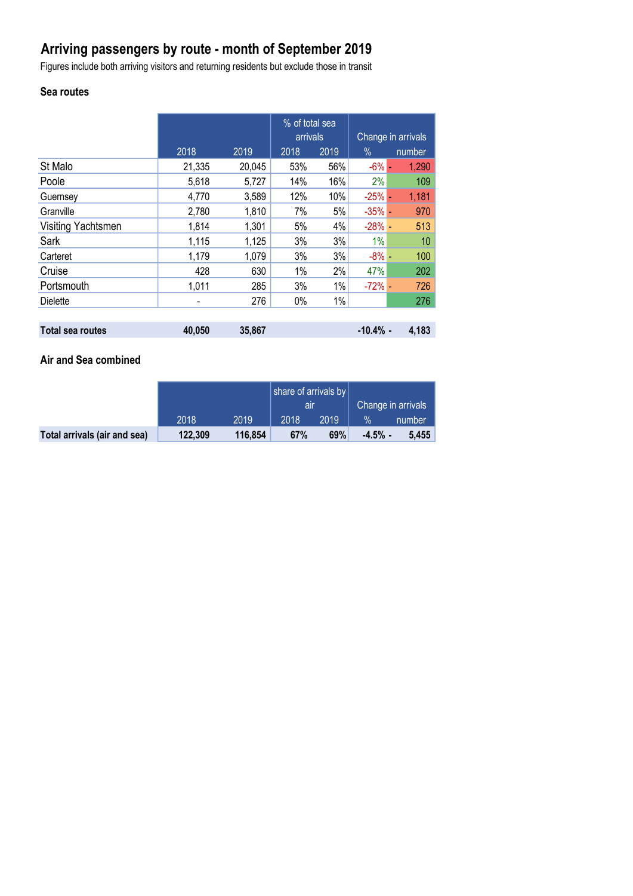# Arriving passengers by route - month of September 2019

Figures include both arriving visitors and returning residents but exclude those in transit

## Sea routes

| | 2018 | 2019 | % of total sea arrivals 2018 | % of total sea arrivals 2019 | Change in arrivals % | Change in arrivals number |
|---|---|---|---|---|---|---|
| St Malo | 21,335 | 20,045 | 53% | 56% | -6% | -1,290 |
| Poole | 5,618 | 5,727 | 14% | 16% | 2% | 109 |
| Guernsey | 4,770 | 3,589 | 12% | 10% | -25% | -1,181 |
| Granville | 2,780 | 1,810 | 7% | 5% | -35% | -970 |
| Visiting Yachtsmen | 1,814 | 1,301 | 5% | 4% | -28% | -513 |
| Sark | 1,115 | 1,125 | 3% | 3% | 1% | 10 |
| Carteret | 1,179 | 1,079 | 3% | 3% | -8% | -100 |
| Cruise | 428 | 630 | 1% | 2% | 47% | 202 |
| Portsmouth | 1,011 | 285 | 3% | 1% | -72% | -726 |
| Dielette | - | 276 | 0% | 1% | | 276 |
| **Total sea routes** | **40,050** | **35,867** | | | **-10.4%** | **-4,183** |

## Air and Sea combined

| | 2018 | 2019 | share of arrivals by air 2018 | share of arrivals by air 2019 | Change in arrivals % | Change in arrivals number |
|---|---|---|---|---|---|---|
| **Total arrivals (air and sea)** | **122,309** | **116,854** | **67%** | **69%** | **-4.5%** | **-5,455** |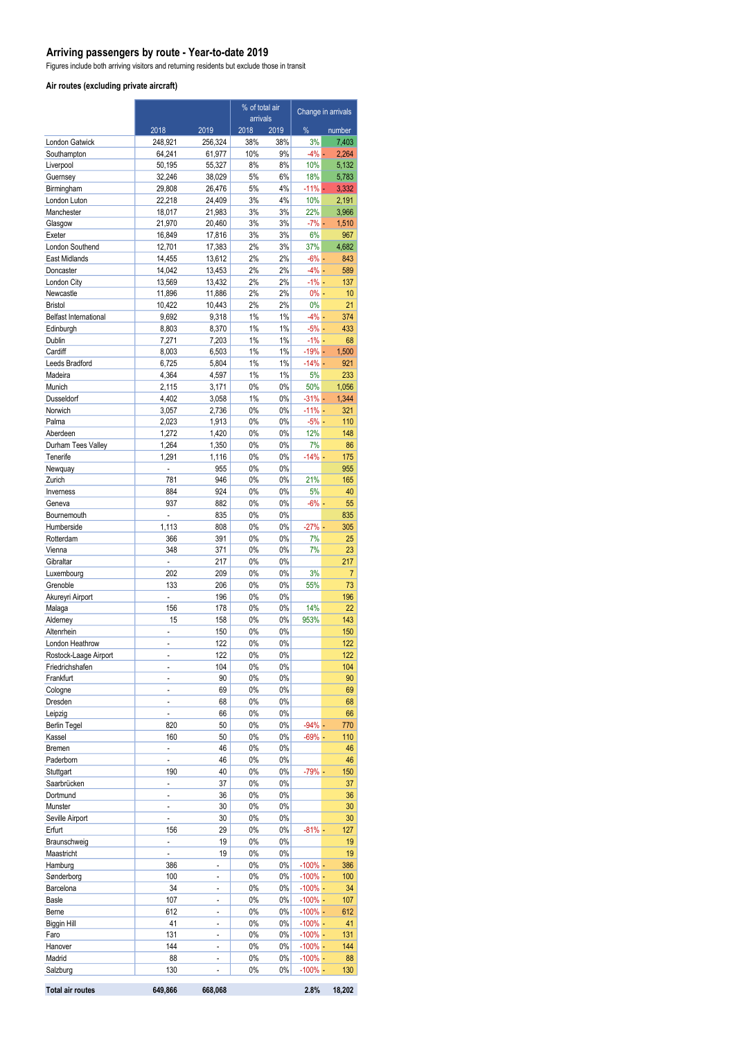## Arriving passengers by route - Year-to-date 2019

Figures include both arriving visitors and returning residents but exclude those in transit

### Air routes (excluding private aircraft)

| | | | % of total air arrivals | | Change in arrivals | |
|---|---|---|---|---|---|---|
| | 2018 | 2019 | 2018 | 2019 | % | number |
| London Gatwick | 248,921 | 256,324 | 38% | 38% | 3% | 7,403 |
| Southampton | 64,241 | 61,977 | 10% | 9% | -4% | -2,264 |
| Liverpool | 50,195 | 55,327 | 8% | 8% | 10% | 5,132 |
| Guernsey | 32,246 | 38,029 | 5% | 6% | 18% | 5,783 |
| Birmingham | 29,808 | 26,476 | 5% | 4% | -11% | -3,332 |
| London Luton | 22,218 | 24,409 | 3% | 4% | 10% | 2,191 |
| Manchester | 18,017 | 21,983 | 3% | 3% | 22% | 3,966 |
| Glasgow | 21,970 | 20,460 | 3% | 3% | -7% | -1,510 |
| Exeter | 16,849 | 17,816 | 3% | 3% | 6% | 967 |
| London Southend | 12,701 | 17,383 | 2% | 3% | 37% | 4,682 |
| East Midlands | 14,455 | 13,612 | 2% | 2% | -6% | -843 |
| Doncaster | 14,042 | 13,453 | 2% | 2% | -4% | -589 |
| London City | 13,569 | 13,432 | 2% | 2% | -1% | -137 |
| Newcastle | 11,896 | 11,886 | 2% | 2% | 0% | -10 |
| Bristol | 10,422 | 10,443 | 2% | 2% | 0% | 21 |
| Belfast International | 9,692 | 9,318 | 1% | 1% | -4% | -374 |
| Edinburgh | 8,803 | 8,370 | 1% | 1% | -5% | -433 |
| Dublin | 7,271 | 7,203 | 1% | 1% | -1% | -68 |
| Cardiff | 8,003 | 6,503 | 1% | 1% | -19% | -1,500 |
| Leeds Bradford | 6,725 | 5,804 | 1% | 1% | -14% | -921 |
| Madeira | 4,364 | 4,597 | 1% | 1% | 5% | 233 |
| Munich | 2,115 | 3,171 | 0% | 0% | 50% | 1,056 |
| Dusseldorf | 4,402 | 3,058 | 1% | 0% | -31% | -1,344 |
| Norwich | 3,057 | 2,736 | 0% | 0% | -11% | -321 |
| Palma | 2,023 | 1,913 | 0% | 0% | -5% | -110 |
| Aberdeen | 1,272 | 1,420 | 0% | 0% | 12% | 148 |
| Durham Tees Valley | 1,264 | 1,350 | 0% | 0% | 7% | 86 |
| Tenerife | 1,291 | 1,116 | 0% | 0% | -14% | -175 |
| Newquay | - | 955 | 0% | 0% | | 955 |
| Zurich | 781 | 946 | 0% | 0% | 21% | 165 |
| Inverness | 884 | 924 | 0% | 0% | 5% | 40 |
| Geneva | 937 | 882 | 0% | 0% | -6% | -55 |
| Bournemouth | - | 835 | 0% | 0% | | 835 |
| Humberside | 1,113 | 808 | 0% | 0% | -27% | -305 |
| Rotterdam | 366 | 391 | 0% | 0% | 7% | 25 |
| Vienna | 348 | 371 | 0% | 0% | 7% | 23 |
| Gibraltar | - | 217 | 0% | 0% | | 217 |
| Luxembourg | 202 | 209 | 0% | 0% | 3% | 7 |
| Grenoble | 133 | 206 | 0% | 0% | 55% | 73 |
| Akureyri Airport | - | 196 | 0% | 0% | | 196 |
| Malaga | 156 | 178 | 0% | 0% | 14% | 22 |
| Alderney | 15 | 158 | 0% | 0% | 953% | 143 |
| Altenrhein | - | 150 | 0% | 0% | | 150 |
| London Heathrow | - | 122 | 0% | 0% | | 122 |
| Rostock-Laage Airport | - | 122 | 0% | 0% | | 122 |
| Friedrichshafen | - | 104 | 0% | 0% | | 104 |
| Frankfurt | - | 90 | 0% | 0% | | 90 |
| Cologne | - | 69 | 0% | 0% | | 69 |
| Dresden | - | 68 | 0% | 0% | | 68 |
| Leipzig | - | 66 | 0% | 0% | | 66 |
| Berlin Tegel | 820 | 50 | 0% | 0% | -94% | -770 |
| Kassel | 160 | 50 | 0% | 0% | -69% | -110 |
| Bremen | - | 46 | 0% | 0% | | 46 |
| Paderborn | - | 46 | 0% | 0% | | 46 |
| Stuttgart | 190 | 40 | 0% | 0% | -79% | -150 |
| Saarbrücken | - | 37 | 0% | 0% | | 37 |
| Dortmund | - | 36 | 0% | 0% | | 36 |
| Munster | - | 30 | 0% | 0% | | 30 |
| Seville Airport | - | 30 | 0% | 0% | | 30 |
| Erfurt | 156 | 29 | 0% | 0% | -81% | -127 |
| Braunschweig | - | 19 | 0% | 0% | | 19 |
| Maastricht | - | 19 | 0% | 0% | | 19 |
| Hamburg | 386 | - | 0% | 0% | -100% | -386 |
| Sønderborg | 100 | - | 0% | 0% | -100% | -100 |
| Barcelona | 34 | - | 0% | 0% | -100% | -34 |
| Basle | 107 | - | 0% | 0% | -100% | -107 |
| Berne | 612 | - | 0% | 0% | -100% | -612 |
| Biggin Hill | 41 | - | 0% | 0% | -100% | -41 |
| Faro | 131 | - | 0% | 0% | -100% | -131 |
| Hanover | 144 | - | 0% | 0% | -100% | -144 |
| Madrid | 88 | - | 0% | 0% | -100% | -88 |
| Salzburg | 130 | - | 0% | 0% | -100% | -130 |
| **Total air routes** | **649,866** | **668,068** | | | **2.8%** | **18,202** |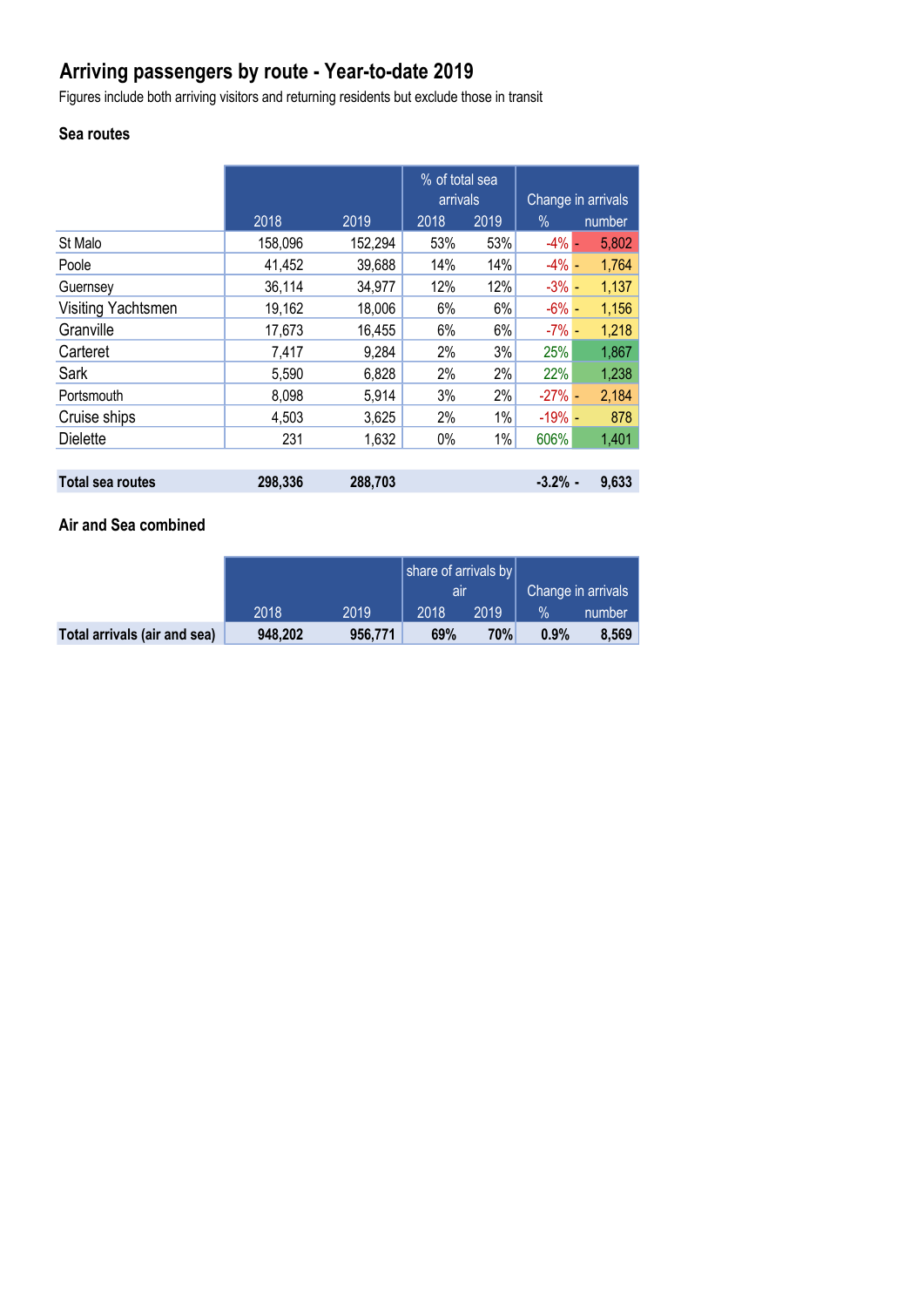# Arriving passengers by route - Year-to-date 2019

Figures include both arriving visitors and returning residents but exclude those in transit

## Sea routes

| | 2018 | 2019 | % of total sea arrivals 2018 | % of total sea arrivals 2019 | Change in arrivals % | Change in arrivals number |
|---|---|---|---|---|---|---|
| St Malo | 158,096 | 152,294 | 53% | 53% | -4% | - 5,802 |
| Poole | 41,452 | 39,688 | 14% | 14% | -4% | - 1,764 |
| Guernsey | 36,114 | 34,977 | 12% | 12% | -3% | - 1,137 |
| Visiting Yachtsmen | 19,162 | 18,006 | 6% | 6% | -6% | - 1,156 |
| Granville | 17,673 | 16,455 | 6% | 6% | -7% | - 1,218 |
| Carteret | 7,417 | 9,284 | 2% | 3% | 25% | 1,867 |
| Sark | 5,590 | 6,828 | 2% | 2% | 22% | 1,238 |
| Portsmouth | 8,098 | 5,914 | 3% | 2% | -27% | - 2,184 |
| Cruise ships | 4,503 | 3,625 | 2% | 1% | -19% | - 878 |
| Dielette | 231 | 1,632 | 0% | 1% | 606% | 1,401 |
| **Total sea routes** | **298,336** | **288,703** | | | **-3.2%** | **- 9,633** |

## Air and Sea combined

| | 2018 | 2019 | share of arrivals by air 2018 | share of arrivals by air 2019 | Change in arrivals % | Change in arrivals number |
|---|---|---|---|---|---|---|
| **Total arrivals (air and sea)** | **948,202** | **956,771** | **69%** | **70%** | **0.9%** | **8,569** |